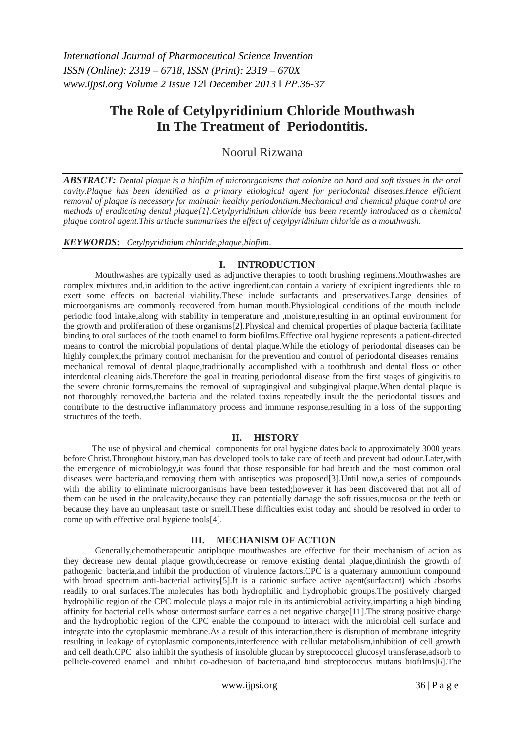# The Role of Cetylpyridinium Chloride Mouthwash In The Treatment of Periodontitis.

Noorul Rizwana

***ABSTRACT:*** *Dental plaque is a biofilm of microorganisms that colonize on hard and soft tissues in the oral cavity.Plaque has been identified as a primary etiological agent for periodontal diseases.Hence efficient removal of plaque is necessary for maintain healthy periodontium.Mechanical and chemical plaque control are methods of eradicating dental plaque[1].Cetylpyridinium chloride has been recently introduced as a chemical plaque control agent.This artiucle summarizes the effect of cetylpyridinium chloride as a mouthwash.*

***KEYWORDS*:** *Cetylpyridinium chloride,plaque,biofilm.*

## I. INTRODUCTION

Mouthwashes are typically used as adjunctive therapies to tooth brushing regimens.Mouthwashes are complex mixtures and,in addition to the active ingredient,can contain a variety of excipient ingredients able to exert some effects on bacterial viability.These include surfactants and preservatives.Large densities of microorganisms are commonly recovered from human mouth.Physiological conditions of the mouth include periodic food intake,along with stability in temperature and ,moisture,resulting in an optimal environment for the growth and proliferation of these organisms[2].Physical and chemical properties of plaque bacteria facilitate binding to oral surfaces of the tooth enamel to form biofilms.Effective oral hygiene represents a patient-directed means to control the microbial populations of dental plaque.While the etiology of periodontal diseases can be highly complex,the primary control mechanism for the prevention and control of periodontal diseases remains mechanical removal of dental plaque,traditionally accomplished with a toothbrush and dental floss or other interdental cleaning aids.Therefore the goal in treating periodontal disease from the first stages of gingivitis to the severe chronic forms,remains the removal of supragingival and subgingival plaque.When dental plaque is not thoroughly removed,the bacteria and the related toxins repeatedly insult the the periodontal tissues and contribute to the destructive inflammatory process and immune response,resulting in a loss of the supporting structures of the teeth.

## II. HISTORY

The use of physical and chemical components for oral hygiene dates back to approximately 3000 years before Christ.Throughout history,man has developed tools to take care of teeth and prevent bad odour.Later,with the emergence of microbiology,it was found that those responsible for bad breath and the most common oral diseases were bacteria,and removing them with antiseptics was proposed[3].Until now,a series of compounds with the ability to eliminate microorganisms have been tested;however it has been discovered that not all of them can be used in the oralcavity,because they can potentially damage the soft tissues,mucosa or the teeth or because they have an unpleasant taste or smell.These difficulties exist today and should be resolved in order to come up with effective oral hygiene tools[4].

## III. MECHANISM OF ACTION

Generally,chemotherapeutic antiplaque mouthwashes are effective for their mechanism of action as they decrease new dental plaque growth,decrease or remove existing dental plaque,diminish the growth of pathogenic bacteria,and inhibit the production of virulence factors.CPC is a quaternary ammonium compound with broad spectrum anti-bacterial activity[5].It is a cationic surface active agent(surfactant) which absorbs readily to oral surfaces.The molecules has both hydrophilic and hydrophobic groups.The positively charged hydrophilic region of the CPC molecule plays a major role in its antimicrobial activity,imparting a high binding affinity for bacterial cells whose outermost surface carries a net negative charge[11].The strong positive charge and the hydrophobic region of the CPC enable the compound to interact with the microbial cell surface and integrate into the cytoplasmic membrane.As a result of this interaction,there is disruption of membrane integrity resulting in leakage of cytoplasmic components,interference with cellular metabolism,inhibition of cell growth and cell death.CPC also inhibit the synthesis of insoluble glucan by streptococcal glucosyl transferase,adsorb to pellicle-covered enamel and inhibit co-adhesion of bacteria,and bind streptococcus mutans biofilms[6].The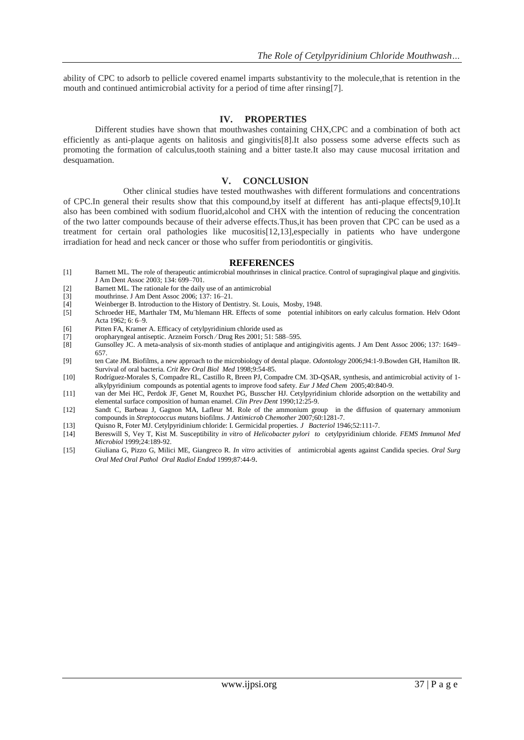ability of CPC to adsorb to pellicle covered enamel imparts substantivity to the molecule,that is retention in the mouth and continued antimicrobial activity for a period of time after rinsing[7].

## IV. PROPERTIES

Different studies have shown that mouthwashes containing CHX,CPC and a combination of both act efficiently as anti-plaque agents on halitosis and gingivitis[8].It also possess some adverse effects such as promoting the formation of calculus,tooth staining and a bitter taste.It also may cause mucosal irritation and desquamation.

## V. CONCLUSION

Other clinical studies have tested mouthwashes with different formulations and concentrations of CPC.In general their results show that this compound,by itself at different has anti-plaque effects[9,10].It also has been combined with sodium fluorid,alcohol and CHX with the intention of reducing the concentration of the two latter compounds because of their adverse effects.Thus,it has been proven that CPC can be used as a treatment for certain oral pathologies like mucositis[12,13],especially in patients who have undergone irradiation for head and neck cancer or those who suffer from periodontitis or gingivitis.

## REFERENCES

[1] Barnett ML. The role of therapeutic antimicrobial mouthrinses in clinical practice. Control of supragingival plaque and gingivitis. J Am Dent Assoc 2003; 134: 699–701.

[2] Barnett ML. The rationale for the daily use of an antimicrobial

[3] mouthrinse. J Am Dent Assoc 2006; 137: 16–21.

[4] Weinberger B. Introduction to the History of Dentistry. St. Louis, Mosby, 1948.

[5] Schroeder HE, Marthaler TM, Mu¨hlemann HR. Effects of some potential inhibitors on early calculus formation. Helv Odont Acta 1962; 6: 6–9.

[6] Pitten FA, Kramer A. Efficacy of cetylpyridinium chloride used as

[7] oropharyngeal antiseptic. Arzneim Forsch ⁄ Drug Res 2001; 51: 588–595.

[8] Gunsolley JC. A meta-analysis of six-month studies of antiplaque and antigingivitis agents. J Am Dent Assoc 2006; 137: 1649–657.

[9] ten Cate JM. Biofilms, a new approach to the microbiology of dental plaque. *Odontology* 2006;94:1-9.Bowden GH, Hamilton IR. Survival of oral bacteria. *Crit Rev Oral Biol Med* 1998;9:54-85.

[10] Rodríguez-Morales S, Compadre RL, Castillo R, Breen PJ, Compadre CM. 3D-QSAR, synthesis, and antimicrobial activity of 1-alkylpyridinium compounds as potential agents to improve food safety. *Eur J Med Chem* 2005;40:840-9.

[11] van der Mei HC, Perdok JF, Genet M, Rouxhet PG, Busscher HJ. Cetylpyridinium chloride adsorption on the wettability and elemental surface composition of human enamel. *Clin Prev Dent* 1990;12:25-9.

[12] Sandt C, Barbeau J, Gagnon MA, Lafleur M. Role of the ammonium group in the diffusion of quaternary ammonium compounds in *Streptococcus mutans* biofilms. *J Antimicrob Chemother* 2007;60:1281-7.

[13] Quisno R, Foter MJ. Cetylpyridinium chloride: I. Germicidal properties. *J Bacteriol* 1946;52:111-7.

[14] Bereswill S, Vey T, Kist M. Susceptibility *in vitro* of *Helicobacter pylori to* cetylpyridinium chloride. *FEMS Immunol Med Microbiol* 1999;24:189-92.

[15] Giuliana G, Pizzo G, Milici ME, Giangreco R. *In vitro* activities of antimicrobial agents against Candida species. *Oral Surg Oral Med Oral Pathol Oral Radiol Endod* 1999;87:44-9.